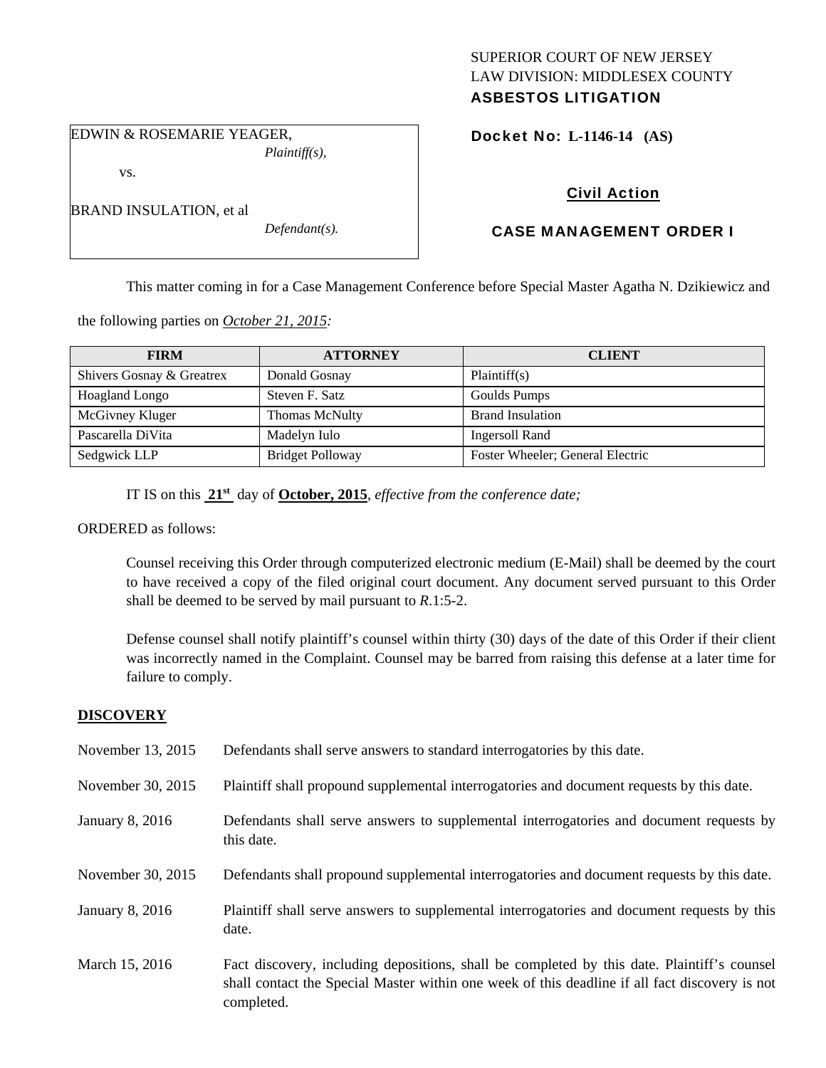SUPERIOR COURT OF NEW JERSEY
LAW DIVISION: MIDDLESEX COUNTY
**ASBESTOS LITIGATION**

EDWIN & ROSEMARIE YEAGER,
*Plaintiff(s),*

vs.

BRAND INSULATION, et al
*Defendant(s).*

**Docket No: L-1146-14 (AS)**

**Civil Action**

**CASE MANAGEMENT ORDER I**

This matter coming in for a Case Management Conference before Special Master Agatha N. Dzikiewicz and the following parties on *October 21, 2015:*

| FIRM | ATTORNEY | CLIENT |
|---|---|---|
| Shivers Gosnay & Greatrex | Donald Gosnay | Plaintiff(s) |
| Hoagland Longo | Steven F. Satz | Goulds Pumps |
| McGivney Kluger | Thomas McNulty | Brand Insulation |
| Pascarella DiVita | Madelyn Iulo | Ingersoll Rand |
| Sedgwick LLP | Bridget Polloway | Foster Wheeler; General Electric |

IT IS on this **21st** day of **October, 2015**, *effective from the conference date;*

ORDERED as follows:

Counsel receiving this Order through computerized electronic medium (E-Mail) shall be deemed by the court to have received a copy of the filed original court document. Any document served pursuant to this Order shall be deemed to be served by mail pursuant to *R*.1:5-2.

Defense counsel shall notify plaintiff's counsel within thirty (30) days of the date of this Order if their client was incorrectly named in the Complaint. Counsel may be barred from raising this defense at a later time for failure to comply.

## DISCOVERY

| | |
|---|---|
| November 13, 2015 | Defendants shall serve answers to standard interrogatories by this date. |
| November 30, 2015 | Plaintiff shall propound supplemental interrogatories and document requests by this date. |
| January 8, 2016 | Defendants shall serve answers to supplemental interrogatories and document requests by this date. |
| November 30, 2015 | Defendants shall propound supplemental interrogatories and document requests by this date. |
| January 8, 2016 | Plaintiff shall serve answers to supplemental interrogatories and document requests by this date. |
| March 15, 2016 | Fact discovery, including depositions, shall be completed by this date. Plaintiff's counsel shall contact the Special Master within one week of this deadline if all fact discovery is not completed. |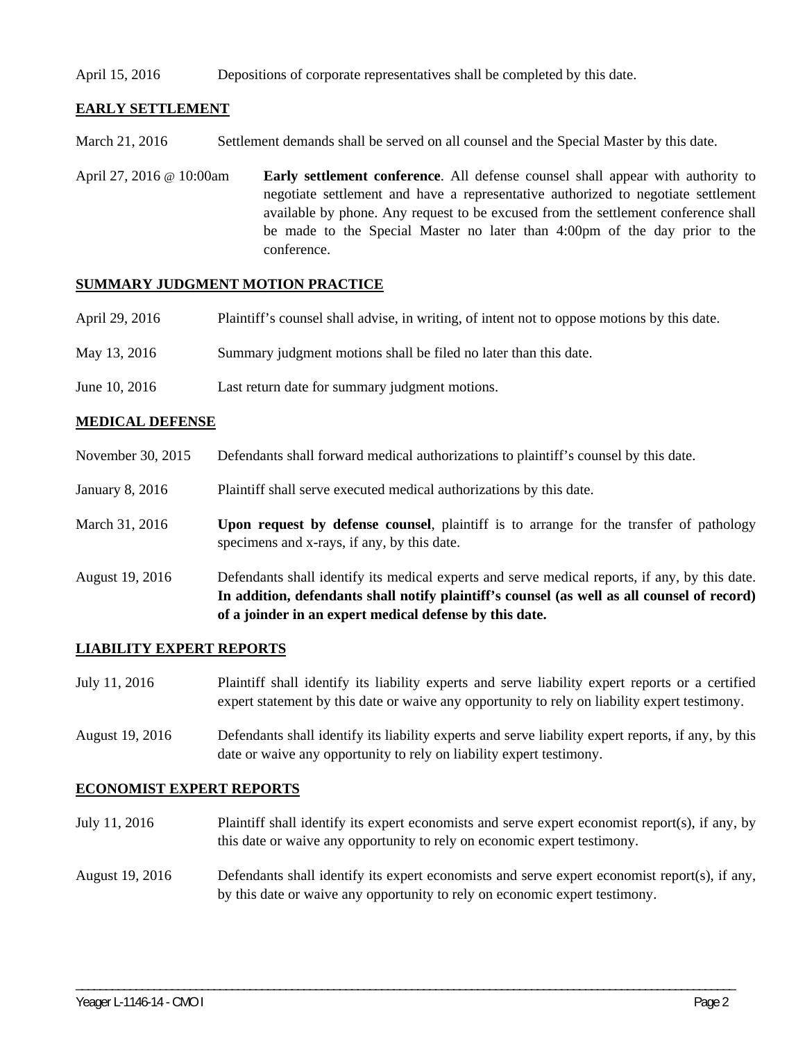April 15, 2016 Depositions of corporate representatives shall be completed by this date.

**EARLY SETTLEMENT**

March 21, 2016 Settlement demands shall be served on all counsel and the Special Master by this date.

April 27, 2016 @ 10:00am **Early settlement conference**. All defense counsel shall appear with authority to negotiate settlement and have a representative authorized to negotiate settlement available by phone. Any request to be excused from the settlement conference shall be made to the Special Master no later than 4:00pm of the day prior to the conference.

**SUMMARY JUDGMENT MOTION PRACTICE**

April 29, 2016 Plaintiff's counsel shall advise, in writing, of intent not to oppose motions by this date.

May 13, 2016 Summary judgment motions shall be filed no later than this date.

June 10, 2016 Last return date for summary judgment motions.

**MEDICAL DEFENSE**

November 30, 2015 Defendants shall forward medical authorizations to plaintiff's counsel by this date.

January 8, 2016 Plaintiff shall serve executed medical authorizations by this date.

March 31, 2016 **Upon request by defense counsel**, plaintiff is to arrange for the transfer of pathology specimens and x-rays, if any, by this date.

August 19, 2016 Defendants shall identify its medical experts and serve medical reports, if any, by this date. **In addition, defendants shall notify plaintiff's counsel (as well as all counsel of record) of a joinder in an expert medical defense by this date.**

**LIABILITY EXPERT REPORTS**

July 11, 2016 Plaintiff shall identify its liability experts and serve liability expert reports or a certified expert statement by this date or waive any opportunity to rely on liability expert testimony.

August 19, 2016 Defendants shall identify its liability experts and serve liability expert reports, if any, by this date or waive any opportunity to rely on liability expert testimony.

**ECONOMIST EXPERT REPORTS**

July 11, 2016 Plaintiff shall identify its expert economists and serve expert economist report(s), if any, by this date or waive any opportunity to rely on economic expert testimony.

August 19, 2016 Defendants shall identify its expert economists and serve expert economist report(s), if any, by this date or waive any opportunity to rely on economic expert testimony.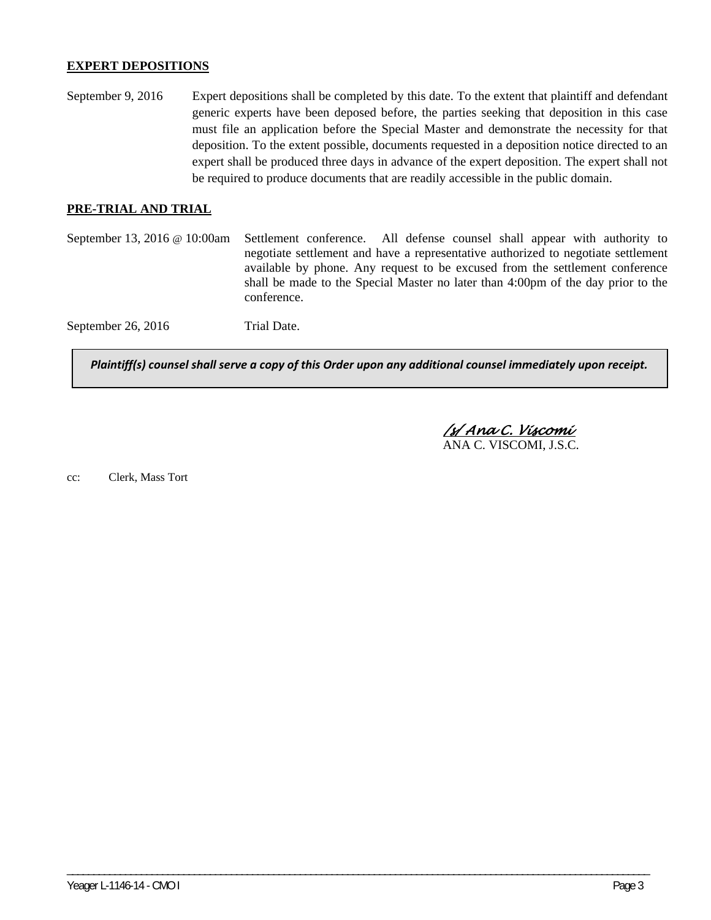**EXPERT DEPOSITIONS**

September 9, 2016 Expert depositions shall be completed by this date. To the extent that plaintiff and defendant generic experts have been deposed before, the parties seeking that deposition in this case must file an application before the Special Master and demonstrate the necessity for that deposition. To the extent possible, documents requested in a deposition notice directed to an expert shall be produced three days in advance of the expert deposition. The expert shall not be required to produce documents that are readily accessible in the public domain.

**PRE-TRIAL AND TRIAL**

September 13, 2016 @ 10:00am Settlement conference. All defense counsel shall appear with authority to negotiate settlement and have a representative authorized to negotiate settlement available by phone. Any request to be excused from the settlement conference shall be made to the Special Master no later than 4:00pm of the day prior to the conference.

September 26, 2016 Trial Date.

***Plaintiff(s) counsel shall serve a copy of this Order upon any additional counsel immediately upon receipt.***

/s/ Ana C. Viscomi
ANA C. VISCOMI, J.S.C.

cc: Clerk, Mass Tort